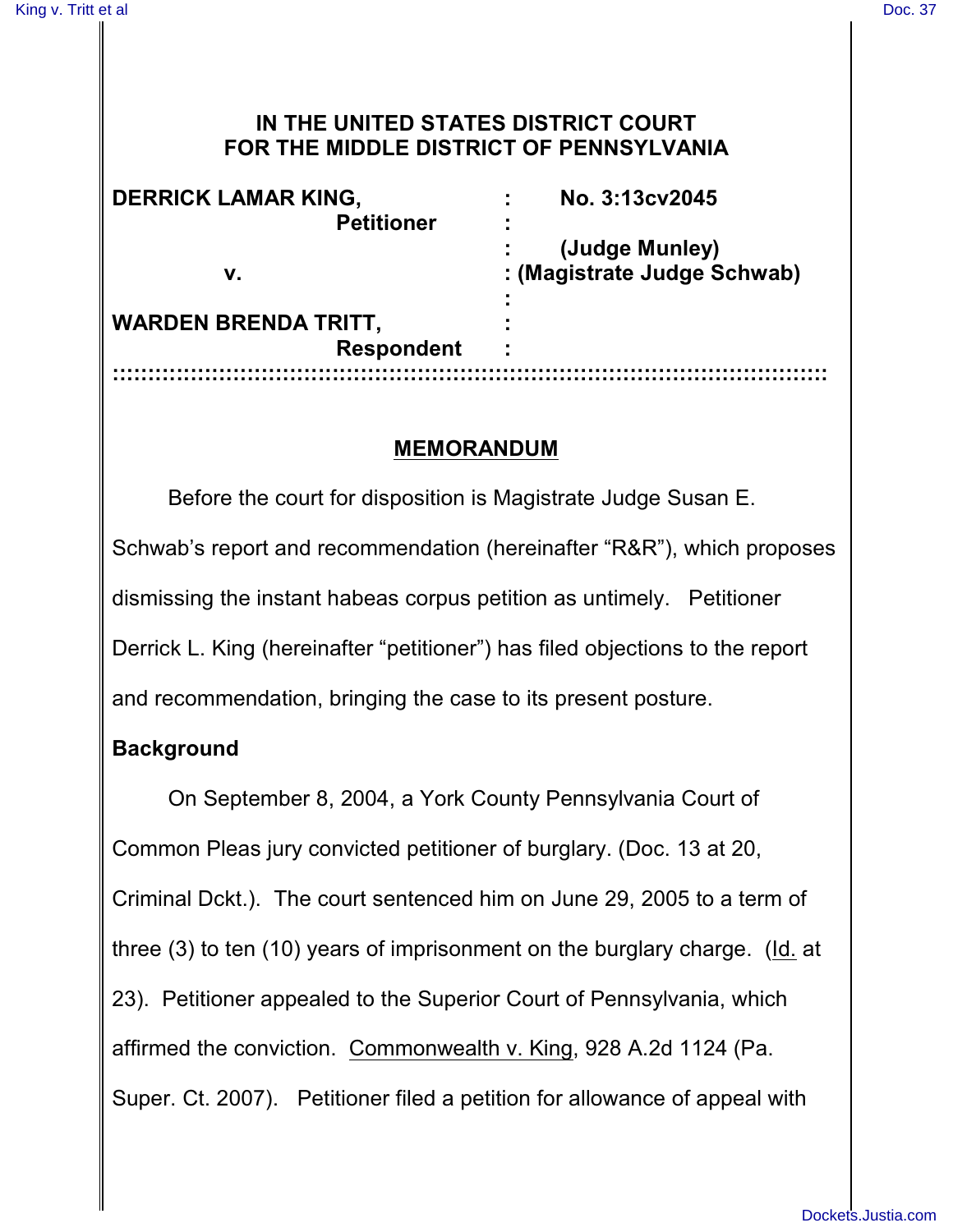# IN THE UNITED STATES DISTRICT COURT FOR THE MIDDLE DISTRICT OF PENNSYLVANIA

| | | |
|---|---|---|
| **DERRICK LAMAR KING,** | : | **No. 3:13cv2045** |
| **Petitioner** | : | |
| | : | **(Judge Munley)** |
| **v.** | : | **(Magistrate Judge Schwab)** |
| | : | |
| **WARDEN BRENDA TRITT,** | : | |
| **Respondent** | : | |

## MEMORANDUM

Before the court for disposition is Magistrate Judge Susan E. Schwab's report and recommendation (hereinafter "R&R"), which proposes dismissing the instant habeas corpus petition as untimely. Petitioner Derrick L. King (hereinafter "petitioner") has filed objections to the report and recommendation, bringing the case to its present posture.

### Background

On September 8, 2004, a York County Pennsylvania Court of Common Pleas jury convicted petitioner of burglary. (Doc. 13 at 20, Criminal Dckt.). The court sentenced him on June 29, 2005 to a term of three (3) to ten (10) years of imprisonment on the burglary charge. (Id. at 23). Petitioner appealed to the Superior Court of Pennsylvania, which affirmed the conviction. Commonwealth v. King, 928 A.2d 1124 (Pa. Super. Ct. 2007). Petitioner filed a petition for allowance of appeal with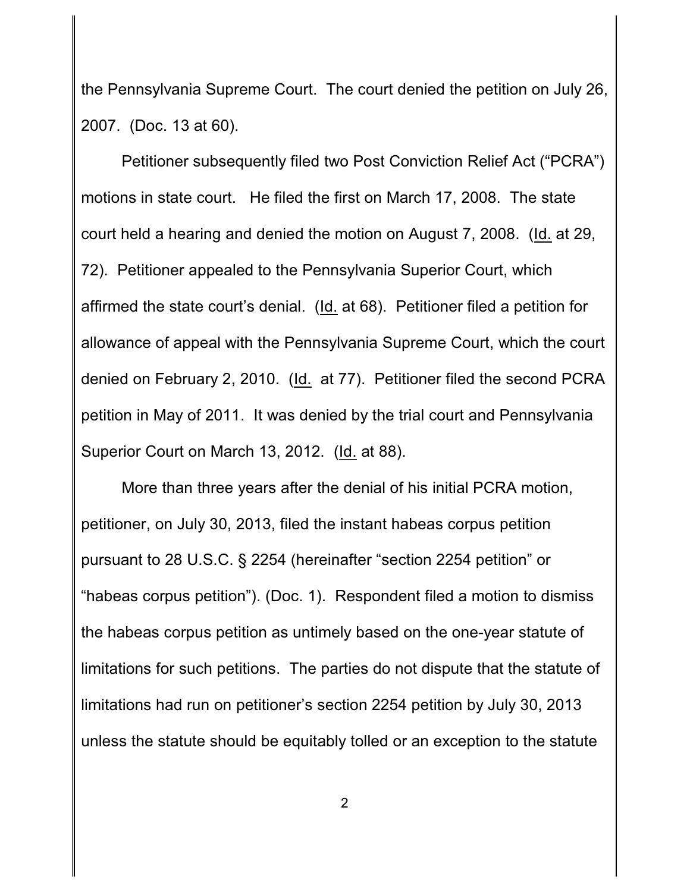the Pennsylvania Supreme Court. The court denied the petition on July 26, 2007. (Doc. 13 at 60).

Petitioner subsequently filed two Post Conviction Relief Act ("PCRA") motions in state court. He filed the first on March 17, 2008. The state court held a hearing and denied the motion on August 7, 2008. (Id. at 29, 72). Petitioner appealed to the Pennsylvania Superior Court, which affirmed the state court's denial. (Id. at 68). Petitioner filed a petition for allowance of appeal with the Pennsylvania Supreme Court, which the court denied on February 2, 2010. (Id. at 77). Petitioner filed the second PCRA petition in May of 2011. It was denied by the trial court and Pennsylvania Superior Court on March 13, 2012. (Id. at 88).

More than three years after the denial of his initial PCRA motion, petitioner, on July 30, 2013, filed the instant habeas corpus petition pursuant to 28 U.S.C. § 2254 (hereinafter "section 2254 petition" or "habeas corpus petition"). (Doc. 1). Respondent filed a motion to dismiss the habeas corpus petition as untimely based on the one-year statute of limitations for such petitions. The parties do not dispute that the statute of limitations had run on petitioner's section 2254 petition by July 30, 2013 unless the statute should be equitably tolled or an exception to the statute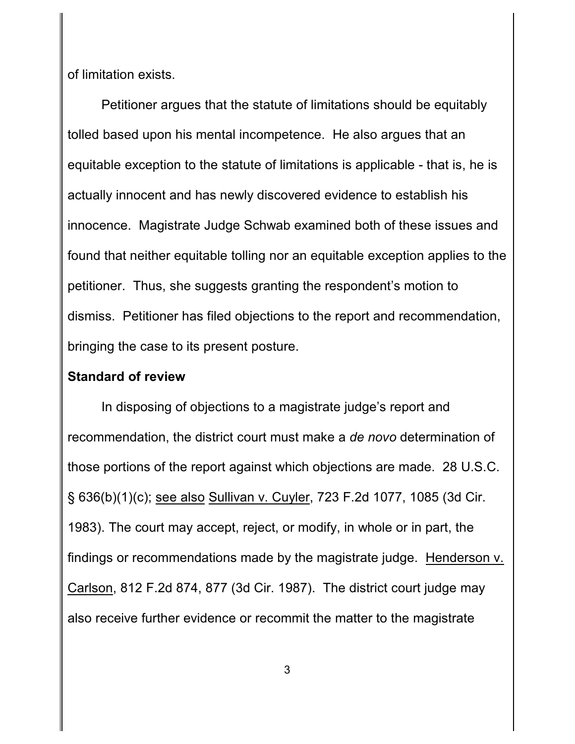of limitation exists.

Petitioner argues that the statute of limitations should be equitably tolled based upon his mental incompetence. He also argues that an equitable exception to the statute of limitations is applicable - that is, he is actually innocent and has newly discovered evidence to establish his innocence. Magistrate Judge Schwab examined both of these issues and found that neither equitable tolling nor an equitable exception applies to the petitioner. Thus, she suggests granting the respondent's motion to dismiss. Petitioner has filed objections to the report and recommendation, bringing the case to its present posture.

**Standard of review**

In disposing of objections to a magistrate judge's report and recommendation, the district court must make a *de novo* determination of those portions of the report against which objections are made. 28 U.S.C. § 636(b)(1)(c); see also Sullivan v. Cuyler, 723 F.2d 1077, 1085 (3d Cir. 1983). The court may accept, reject, or modify, in whole or in part, the findings or recommendations made by the magistrate judge. Henderson v. Carlson, 812 F.2d 874, 877 (3d Cir. 1987). The district court judge may also receive further evidence or recommit the matter to the magistrate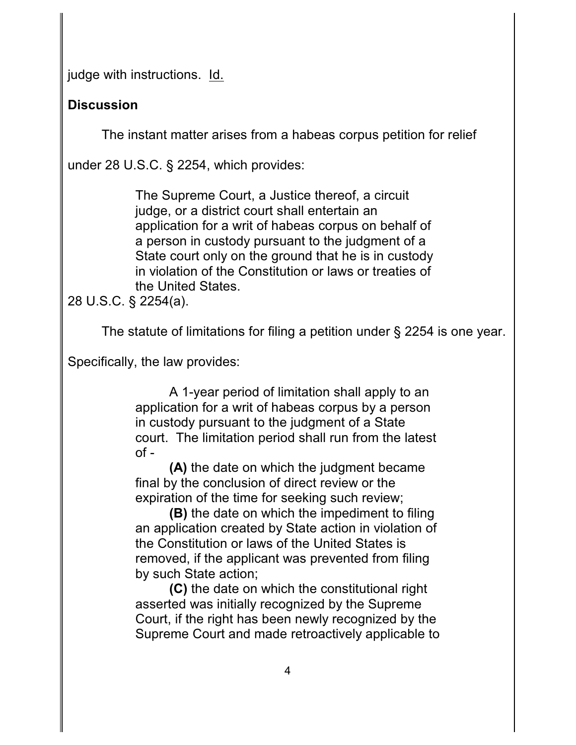judge with instructions. Id.

**Discussion**

The instant matter arises from a habeas corpus petition for relief under 28 U.S.C. § 2254, which provides:

> The Supreme Court, a Justice thereof, a circuit judge, or a district court shall entertain an application for a writ of habeas corpus on behalf of a person in custody pursuant to the judgment of a State court only on the ground that he is in custody in violation of the Constitution or laws or treaties of the United States.

28 U.S.C. § 2254(a).

The statute of limitations for filing a petition under § 2254 is one year. Specifically, the law provides:

> A 1-year period of limitation shall apply to an application for a writ of habeas corpus by a person in custody pursuant to the judgment of a State court. The limitation period shall run from the latest of -
>
> **(A)** the date on which the judgment became final by the conclusion of direct review or the expiration of the time for seeking such review;
>
> **(B)** the date on which the impediment to filing an application created by State action in violation of the Constitution or laws of the United States is removed, if the applicant was prevented from filing by such State action;
>
> **(C)** the date on which the constitutional right asserted was initially recognized by the Supreme Court, if the right has been newly recognized by the Supreme Court and made retroactively applicable to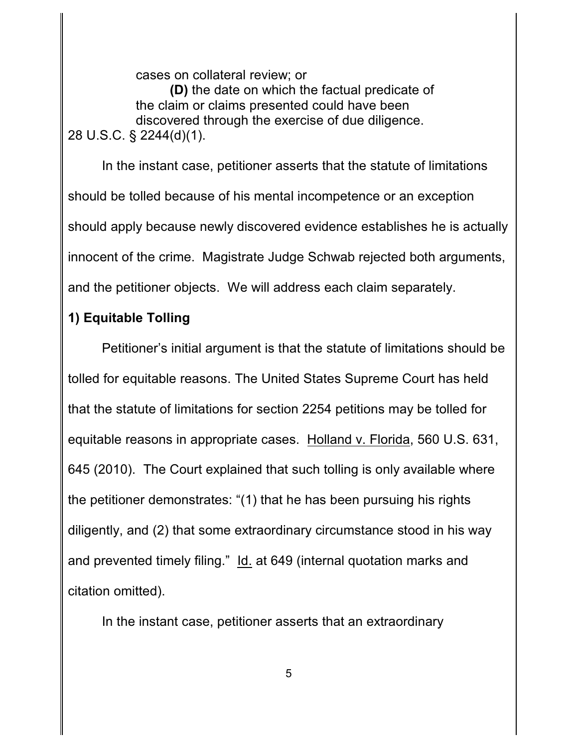cases on collateral review; or

**(D)** the date on which the factual predicate of the claim or claims presented could have been discovered through the exercise of due diligence.

28 U.S.C. § 2244(d)(1).

In the instant case, petitioner asserts that the statute of limitations should be tolled because of his mental incompetence or an exception should apply because newly discovered evidence establishes he is actually innocent of the crime. Magistrate Judge Schwab rejected both arguments, and the petitioner objects. We will address each claim separately.

**1) Equitable Tolling**

Petitioner's initial argument is that the statute of limitations should be tolled for equitable reasons. The United States Supreme Court has held that the statute of limitations for section 2254 petitions may be tolled for equitable reasons in appropriate cases. Holland v. Florida, 560 U.S. 631, 645 (2010). The Court explained that such tolling is only available where the petitioner demonstrates: "(1) that he has been pursuing his rights diligently, and (2) that some extraordinary circumstance stood in his way and prevented timely filing." Id. at 649 (internal quotation marks and citation omitted).

In the instant case, petitioner asserts that an extraordinary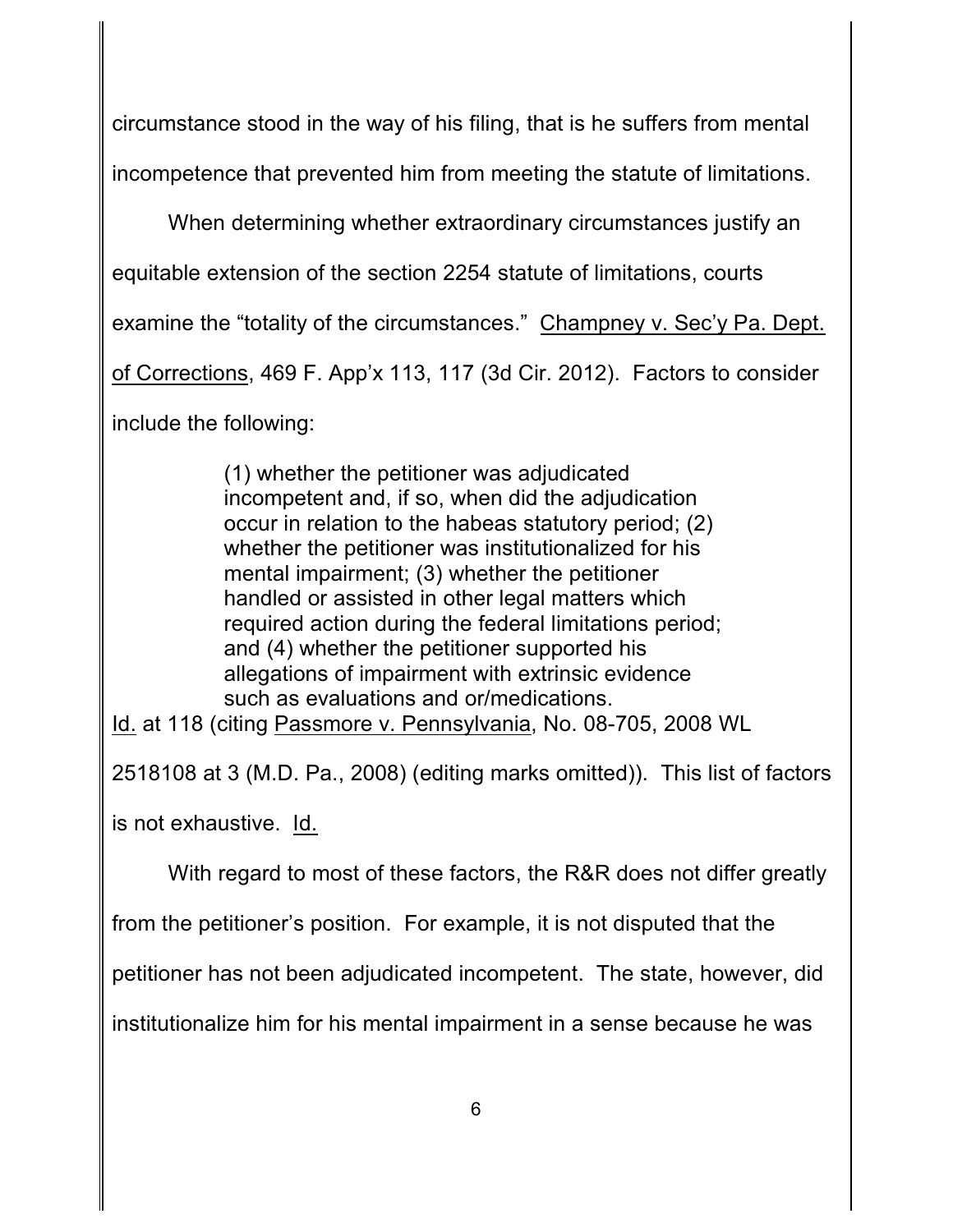circumstance stood in the way of his filing, that is he suffers from mental incompetence that prevented him from meeting the statute of limitations.

When determining whether extraordinary circumstances justify an equitable extension of the section 2254 statute of limitations, courts examine the "totality of the circumstances." Champney v. Sec'y Pa. Dept. of Corrections, 469 F. App'x 113, 117 (3d Cir. 2012). Factors to consider include the following:

> (1) whether the petitioner was adjudicated incompetent and, if so, when did the adjudication occur in relation to the habeas statutory period; (2) whether the petitioner was institutionalized for his mental impairment; (3) whether the petitioner handled or assisted in other legal matters which required action during the federal limitations period; and (4) whether the petitioner supported his allegations of impairment with extrinsic evidence such as evaluations and or/medications.

Id. at 118 (citing Passmore v. Pennsylvania, No. 08-705, 2008 WL 2518108 at 3 (M.D. Pa., 2008) (editing marks omitted)). This list of factors is not exhaustive. Id.

With regard to most of these factors, the R&R does not differ greatly from the petitioner's position. For example, it is not disputed that the petitioner has not been adjudicated incompetent. The state, however, did institutionalize him for his mental impairment in a sense because he was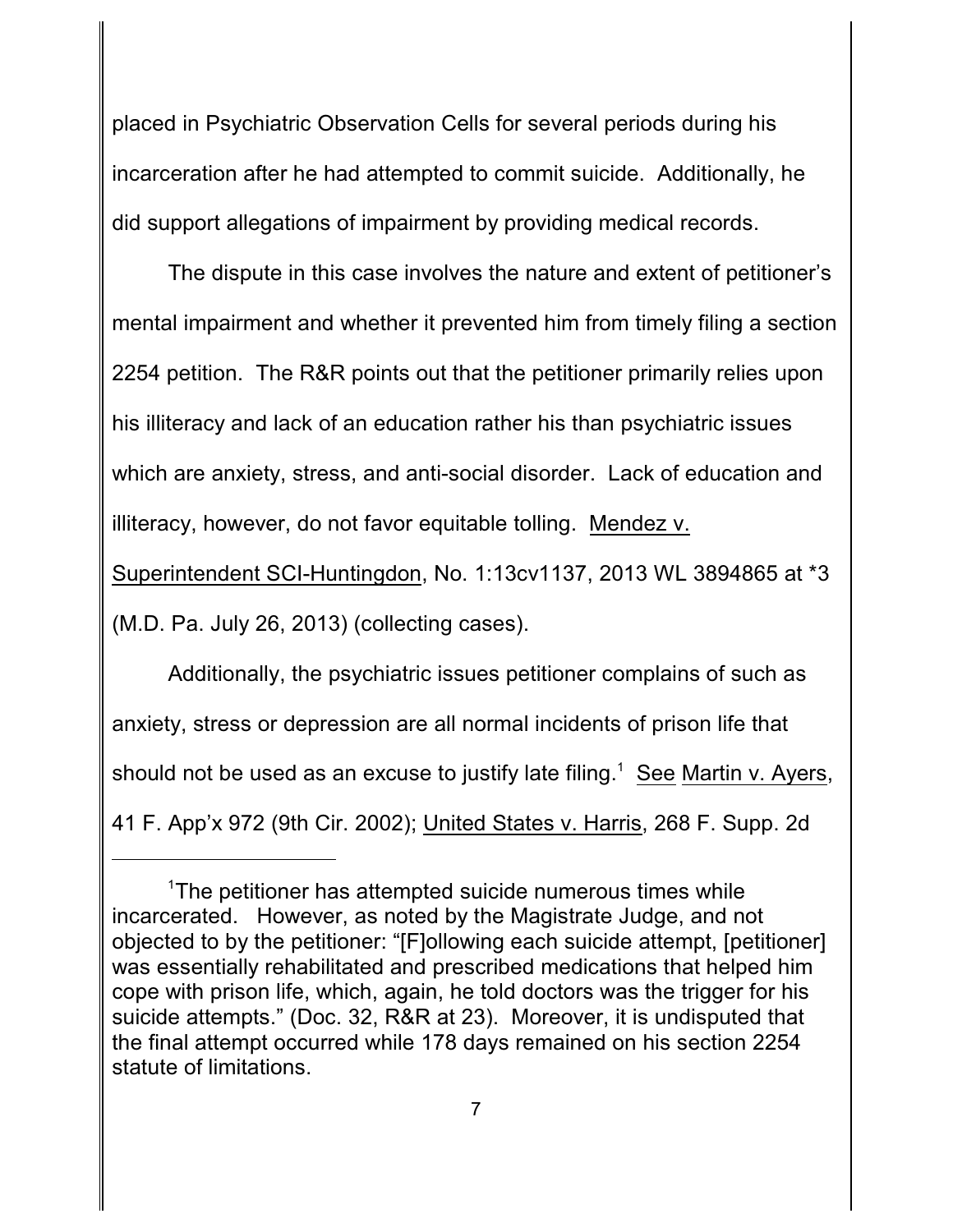placed in Psychiatric Observation Cells for several periods during his incarceration after he had attempted to commit suicide. Additionally, he did support allegations of impairment by providing medical records.

The dispute in this case involves the nature and extent of petitioner's mental impairment and whether it prevented him from timely filing a section 2254 petition. The R&R points out that the petitioner primarily relies upon his illiteracy and lack of an education rather his than psychiatric issues which are anxiety, stress, and anti-social disorder. Lack of education and illiteracy, however, do not favor equitable tolling. Mendez v. Superintendent SCI-Huntingdon, No. 1:13cv1137, 2013 WL 3894865 at *3 (M.D. Pa. July 26, 2013) (collecting cases).

Additionally, the psychiatric issues petitioner complains of such as anxiety, stress or depression are all normal incidents of prison life that should not be used as an excuse to justify late filing.[1] See Martin v. Ayers, 41 F. App'x 972 (9th Cir. 2002); United States v. Harris, 268 F. Supp. 2d

---

[1]The petitioner has attempted suicide numerous times while incarcerated. However, as noted by the Magistrate Judge, and not objected to by the petitioner: "[F]ollowing each suicide attempt, [petitioner] was essentially rehabilitated and prescribed medications that helped him cope with prison life, which, again, he told doctors was the trigger for his suicide attempts." (Doc. 32, R&R at 23). Moreover, it is undisputed that the final attempt occurred while 178 days remained on his section 2254 statute of limitations.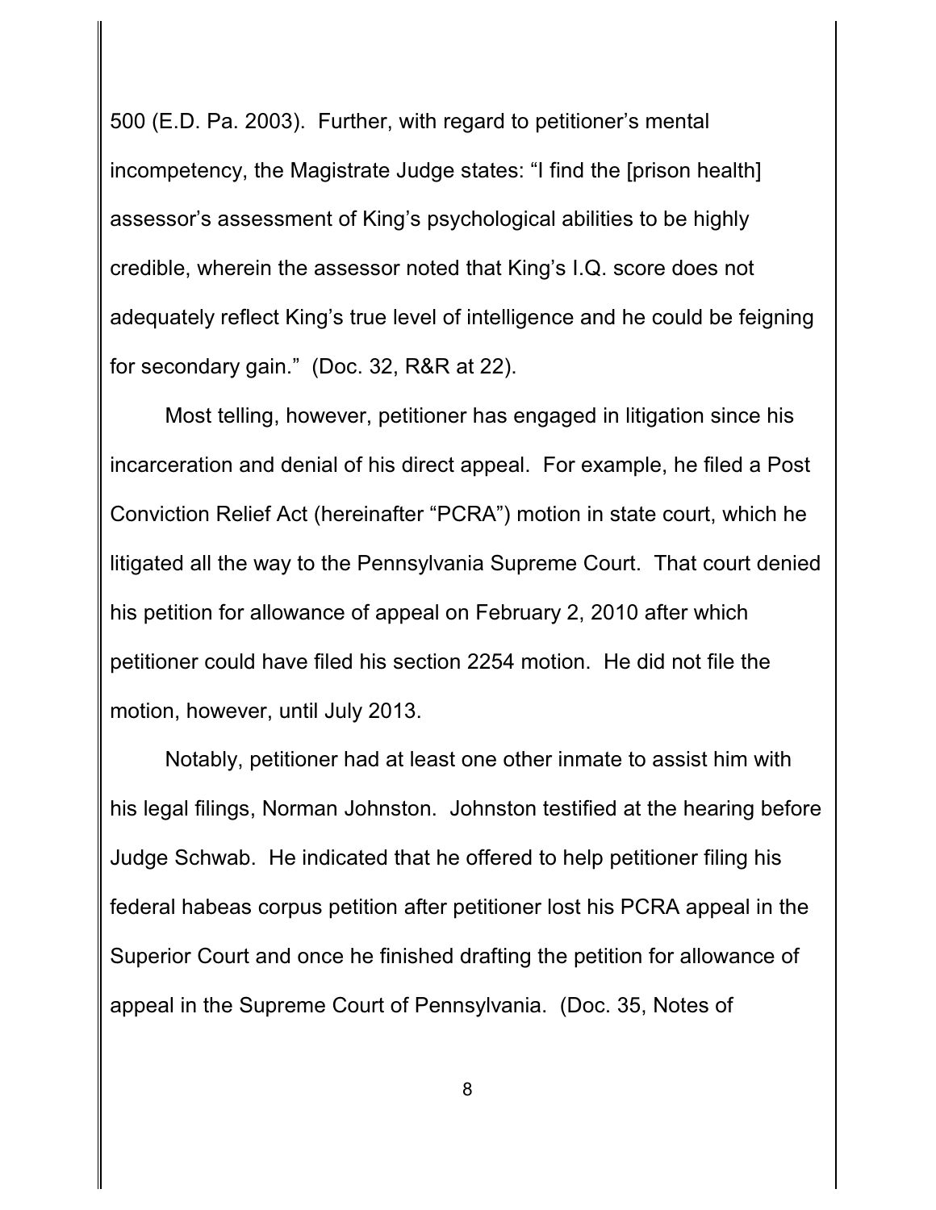500 (E.D. Pa. 2003). Further, with regard to petitioner's mental incompetency, the Magistrate Judge states: "I find the [prison health] assessor's assessment of King's psychological abilities to be highly credible, wherein the assessor noted that King's I.Q. score does not adequately reflect King's true level of intelligence and he could be feigning for secondary gain." (Doc. 32, R&R at 22).

Most telling, however, petitioner has engaged in litigation since his incarceration and denial of his direct appeal. For example, he filed a Post Conviction Relief Act (hereinafter "PCRA") motion in state court, which he litigated all the way to the Pennsylvania Supreme Court. That court denied his petition for allowance of appeal on February 2, 2010 after which petitioner could have filed his section 2254 motion. He did not file the motion, however, until July 2013.

Notably, petitioner had at least one other inmate to assist him with his legal filings, Norman Johnston. Johnston testified at the hearing before Judge Schwab. He indicated that he offered to help petitioner filing his federal habeas corpus petition after petitioner lost his PCRA appeal in the Superior Court and once he finished drafting the petition for allowance of appeal in the Supreme Court of Pennsylvania. (Doc. 35, Notes of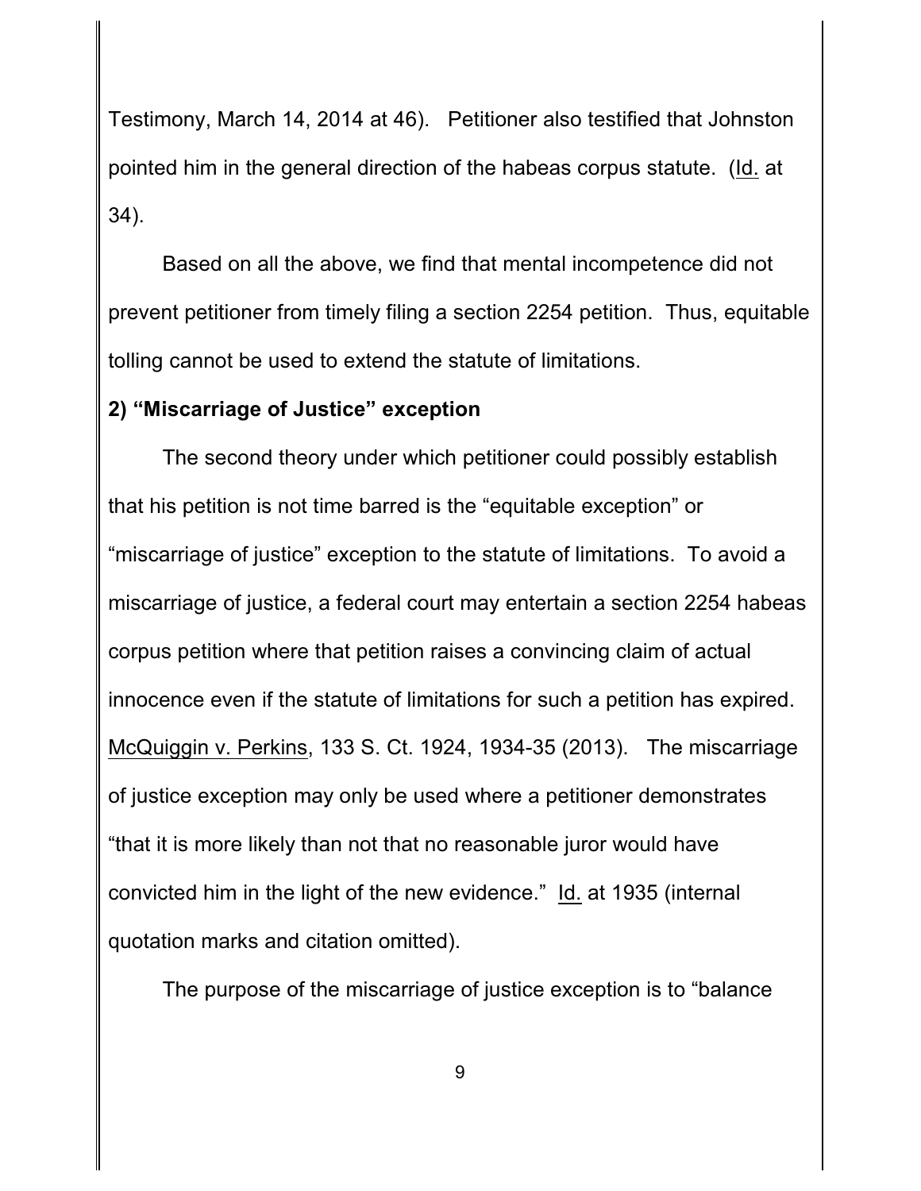Testimony, March 14, 2014 at 46). Petitioner also testified that Johnston pointed him in the general direction of the habeas corpus statute. (Id. at 34).

Based on all the above, we find that mental incompetence did not prevent petitioner from timely filing a section 2254 petition. Thus, equitable tolling cannot be used to extend the statute of limitations.

**2) "Miscarriage of Justice" exception**

The second theory under which petitioner could possibly establish that his petition is not time barred is the "equitable exception" or "miscarriage of justice" exception to the statute of limitations. To avoid a miscarriage of justice, a federal court may entertain a section 2254 habeas corpus petition where that petition raises a convincing claim of actual innocence even if the statute of limitations for such a petition has expired. McQuiggin v. Perkins, 133 S. Ct. 1924, 1934-35 (2013). The miscarriage of justice exception may only be used where a petitioner demonstrates "that it is more likely than not that no reasonable juror would have convicted him in the light of the new evidence." Id. at 1935 (internal quotation marks and citation omitted).

The purpose of the miscarriage of justice exception is to "balance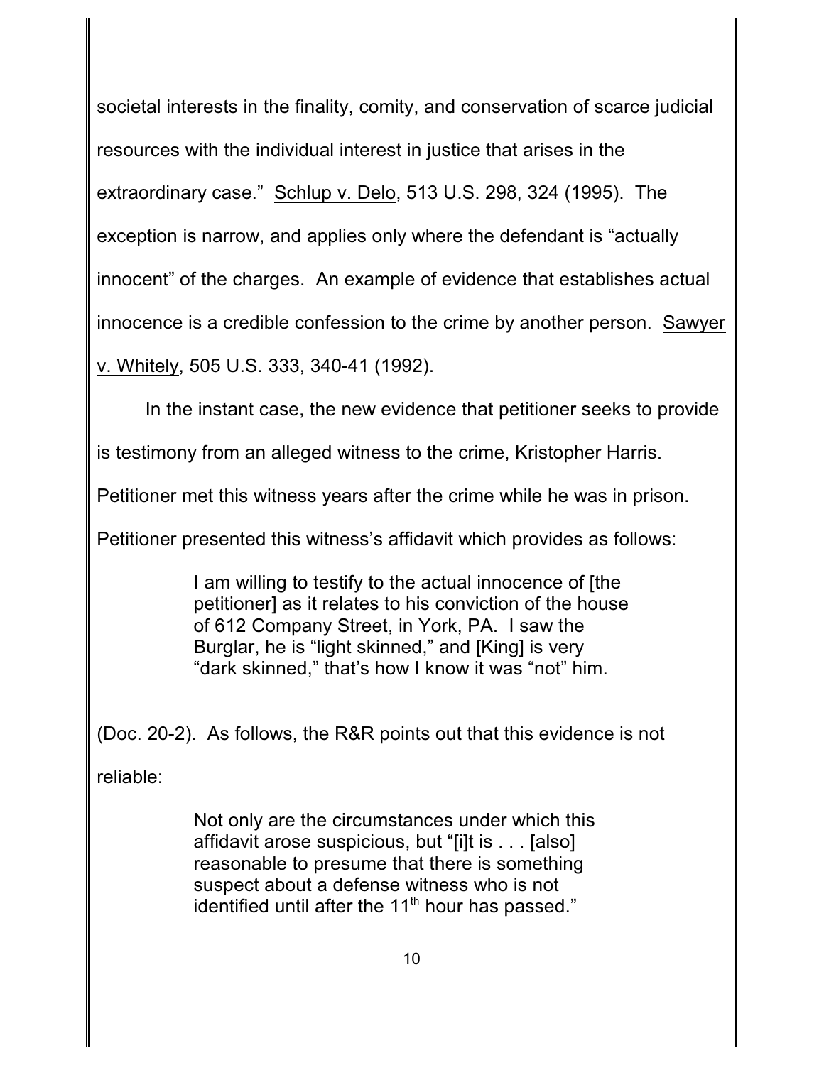societal interests in the finality, comity, and conservation of scarce judicial resources with the individual interest in justice that arises in the extraordinary case." Schlup v. Delo, 513 U.S. 298, 324 (1995). The exception is narrow, and applies only where the defendant is "actually innocent" of the charges. An example of evidence that establishes actual innocence is a credible confession to the crime by another person. Sawyer v. Whitely, 505 U.S. 333, 340-41 (1992).

In the instant case, the new evidence that petitioner seeks to provide is testimony from an alleged witness to the crime, Kristopher Harris. Petitioner met this witness years after the crime while he was in prison. Petitioner presented this witness's affidavit which provides as follows:

> I am willing to testify to the actual innocence of [the petitioner] as it relates to his conviction of the house of 612 Company Street, in York, PA. I saw the Burglar, he is "light skinned," and [King] is very "dark skinned," that's how I know it was "not" him.

(Doc. 20-2). As follows, the R&R points out that this evidence is not reliable:

> Not only are the circumstances under which this affidavit arose suspicious, but "[i]t is . . . [also] reasonable to presume that there is something suspect about a defense witness who is not identified until after the 11th hour has passed."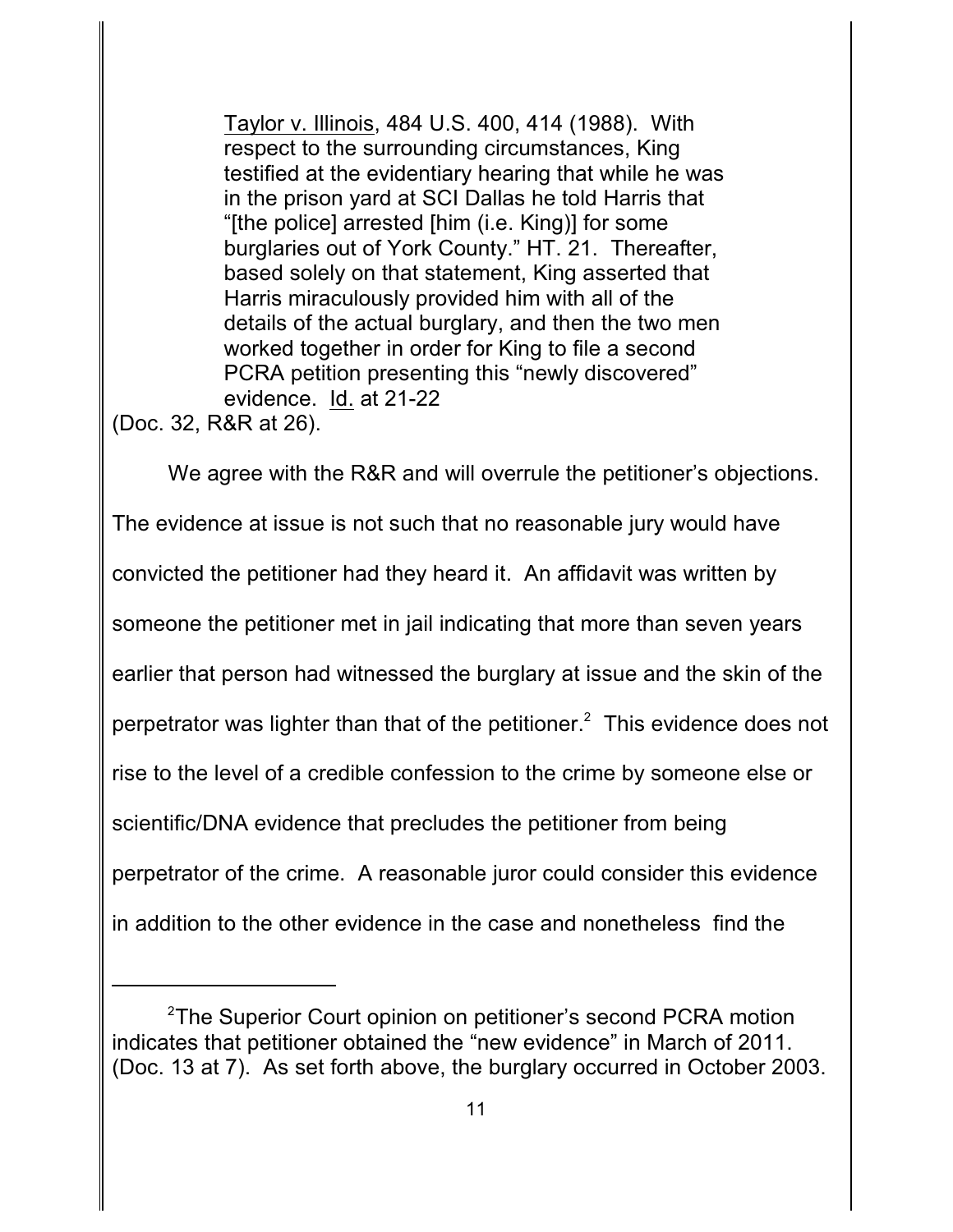> Taylor v. Illinois, 484 U.S. 400, 414 (1988). With respect to the surrounding circumstances, King testified at the evidentiary hearing that while he was in the prison yard at SCI Dallas he told Harris that "[the police] arrested [him (i.e. King)] for some burglaries out of York County." HT. 21. Thereafter, based solely on that statement, King asserted that Harris miraculously provided him with all of the details of the actual burglary, and then the two men worked together in order for King to file a second PCRA petition presenting this "newly discovered" evidence. Id. at 21-22

(Doc. 32, R&R at 26).

We agree with the R&R and will overrule the petitioner's objections. The evidence at issue is not such that no reasonable jury would have convicted the petitioner had they heard it. An affidavit was written by someone the petitioner met in jail indicating that more than seven years earlier that person had witnessed the burglary at issue and the skin of the perpetrator was lighter than that of the petitioner.[2] This evidence does not rise to the level of a credible confession to the crime by someone else or scientific/DNA evidence that precludes the petitioner from being perpetrator of the crime. A reasonable juror could consider this evidence in addition to the other evidence in the case and nonetheless find the

---

[2] The Superior Court opinion on petitioner's second PCRA motion indicates that petitioner obtained the "new evidence" in March of 2011. (Doc. 13 at 7). As set forth above, the burglary occurred in October 2003.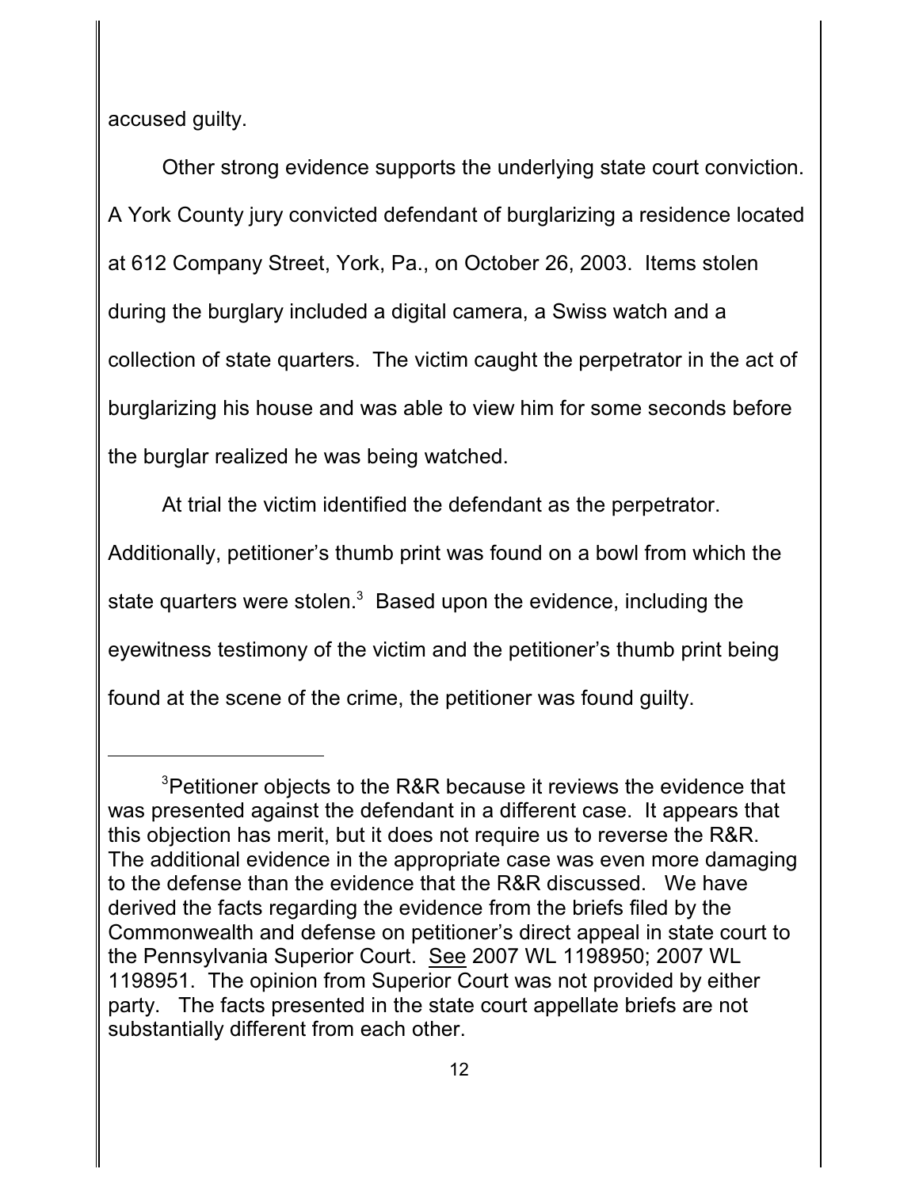accused guilty.

Other strong evidence supports the underlying state court conviction. A York County jury convicted defendant of burglarizing a residence located at 612 Company Street, York, Pa., on October 26, 2003. Items stolen during the burglary included a digital camera, a Swiss watch and a collection of state quarters. The victim caught the perpetrator in the act of burglarizing his house and was able to view him for some seconds before the burglar realized he was being watched.

At trial the victim identified the defendant as the perpetrator. Additionally, petitioner's thumb print was found on a bowl from which the state quarters were stolen.[3] Based upon the evidence, including the eyewitness testimony of the victim and the petitioner's thumb print being found at the scene of the crime, the petitioner was found guilty.

---

[3]Petitioner objects to the R&R because it reviews the evidence that was presented against the defendant in a different case. It appears that this objection has merit, but it does not require us to reverse the R&R. The additional evidence in the appropriate case was even more damaging to the defense than the evidence that the R&R discussed. We have derived the facts regarding the evidence from the briefs filed by the Commonwealth and defense on petitioner's direct appeal in state court to the Pennsylvania Superior Court. See 2007 WL 1198950; 2007 WL 1198951. The opinion from Superior Court was not provided by either party. The facts presented in the state court appellate briefs are not substantially different from each other.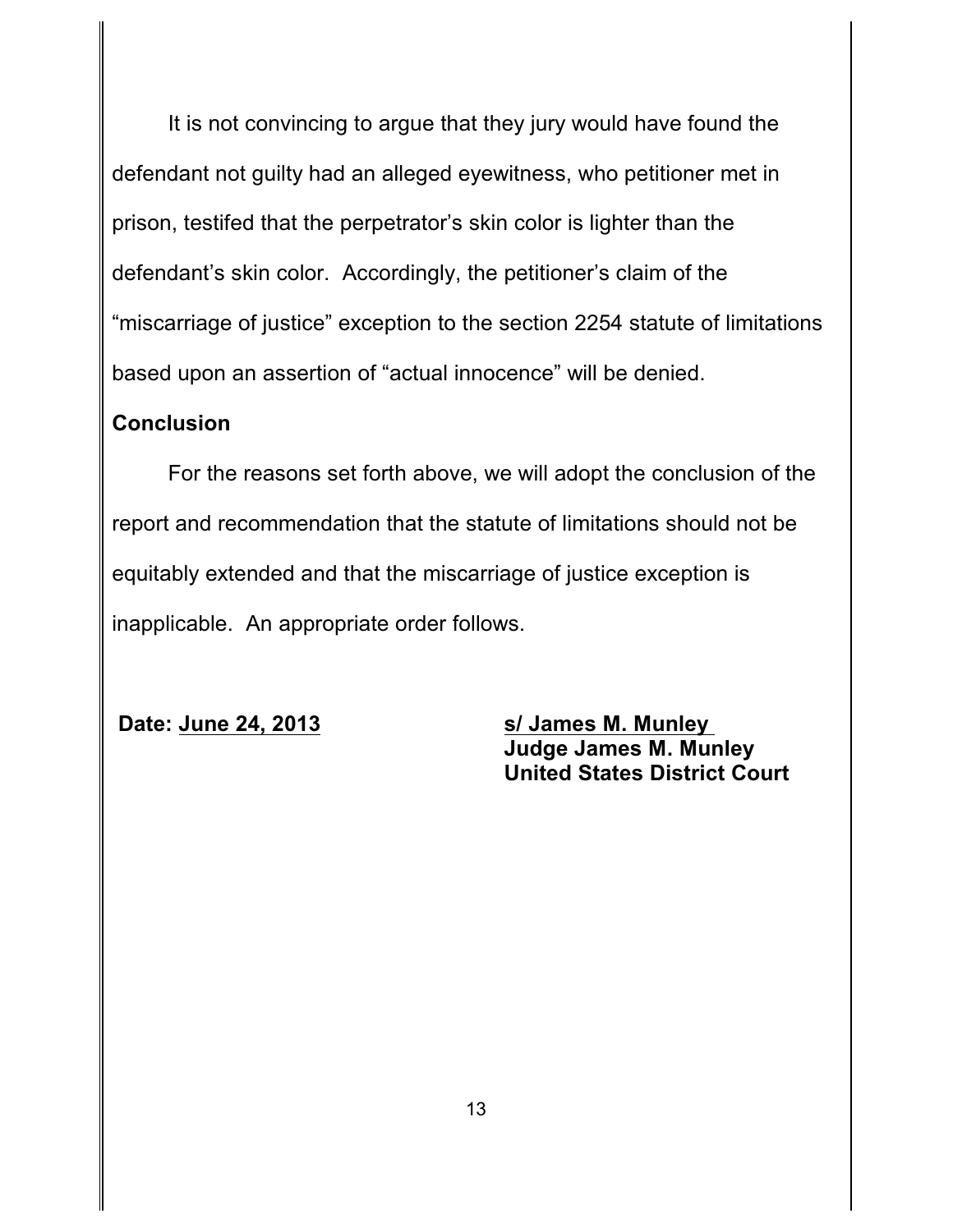It is not convincing to argue that they jury would have found the defendant not guilty had an alleged eyewitness, who petitioner met in prison, testifed that the perpetrator's skin color is lighter than the defendant's skin color. Accordingly, the petitioner's claim of the "miscarriage of justice" exception to the section 2254 statute of limitations based upon an assertion of "actual innocence" will be denied.

**Conclusion**

For the reasons set forth above, we will adopt the conclusion of the report and recommendation that the statute of limitations should not be equitably extended and that the miscarriage of justice exception is inapplicable. An appropriate order follows.

**Date: June 24, 2013**

**s/ James M. Munley**
**Judge James M. Munley**
**United States District Court**